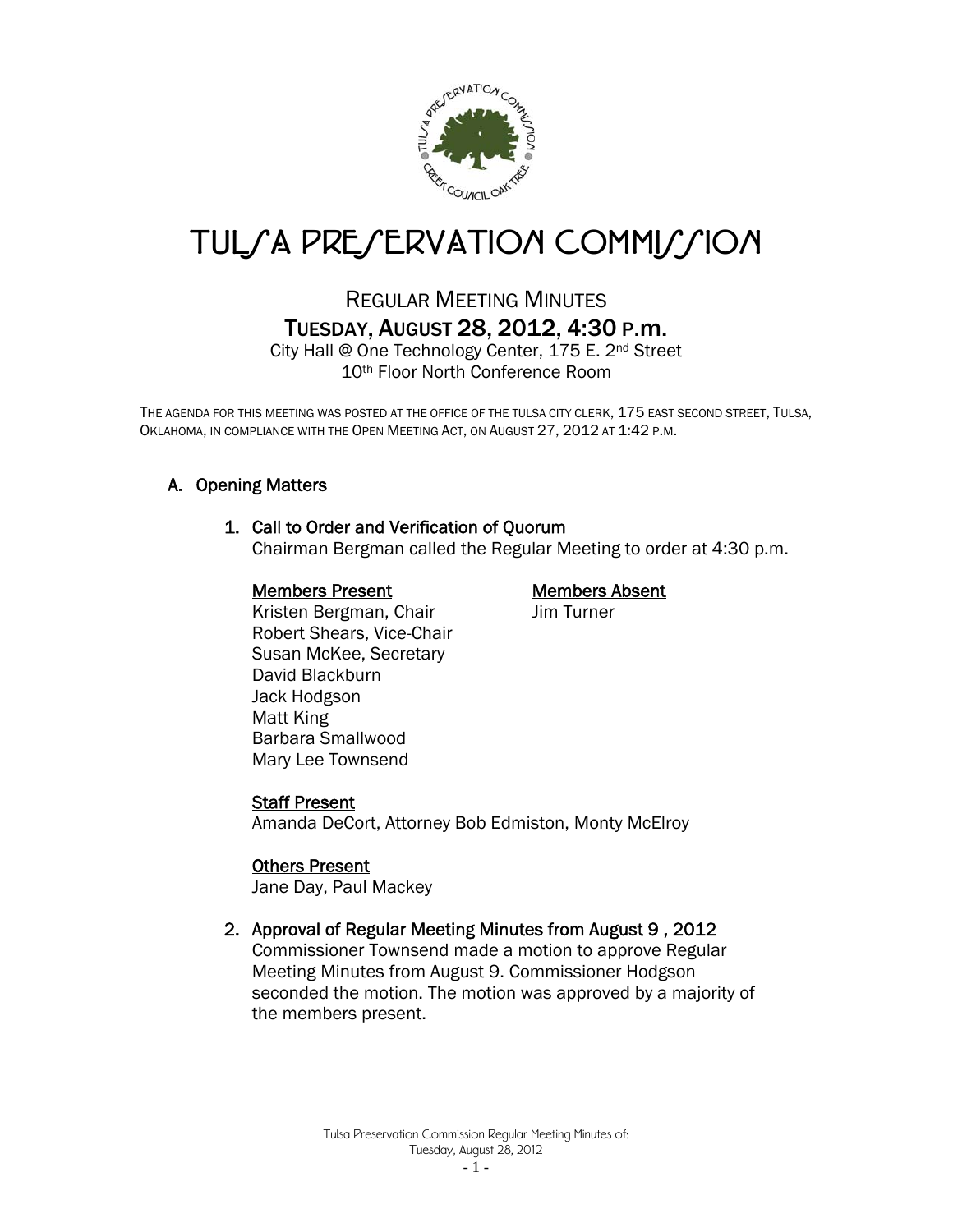# TULSA PRESERVATION COMMISSION

## REGULAR MEETING MINUTES

## TUESDAY, AUGUST 28, 2012, 4:30 P.M.

City Hall @ One Technology Center, 175 E. 2nd Street
10th Floor North Conference Room

THE AGENDA FOR THIS MEETING WAS POSTED AT THE OFFICE OF THE TULSA CITY CLERK, 175 EAST SECOND STREET, TULSA, OKLAHOMA, IN COMPLIANCE WITH THE OPEN MEETING ACT, ON AUGUST 27, 2012 AT 1:42 P.M.

### A. Opening Matters

#### 1. Call to Order and Verification of Quorum

Chairman Bergman called the Regular Meeting to order at 4:30 p.m.

**Members Present**

Kristen Bergman, Chair
Robert Shears, Vice-Chair
Susan McKee, Secretary
David Blackburn
Jack Hodgson
Matt King
Barbara Smallwood
Mary Lee Townsend

**Members Absent**

Jim Turner

**Staff Present**

Amanda DeCort, Attorney Bob Edmiston, Monty McElroy

**Others Present**

Jane Day, Paul Mackey

#### 2. Approval of Regular Meeting Minutes from August 9 , 2012

Commissioner Townsend made a motion to approve Regular Meeting Minutes from August 9. Commissioner Hodgson seconded the motion. The motion was approved by a majority of the members present.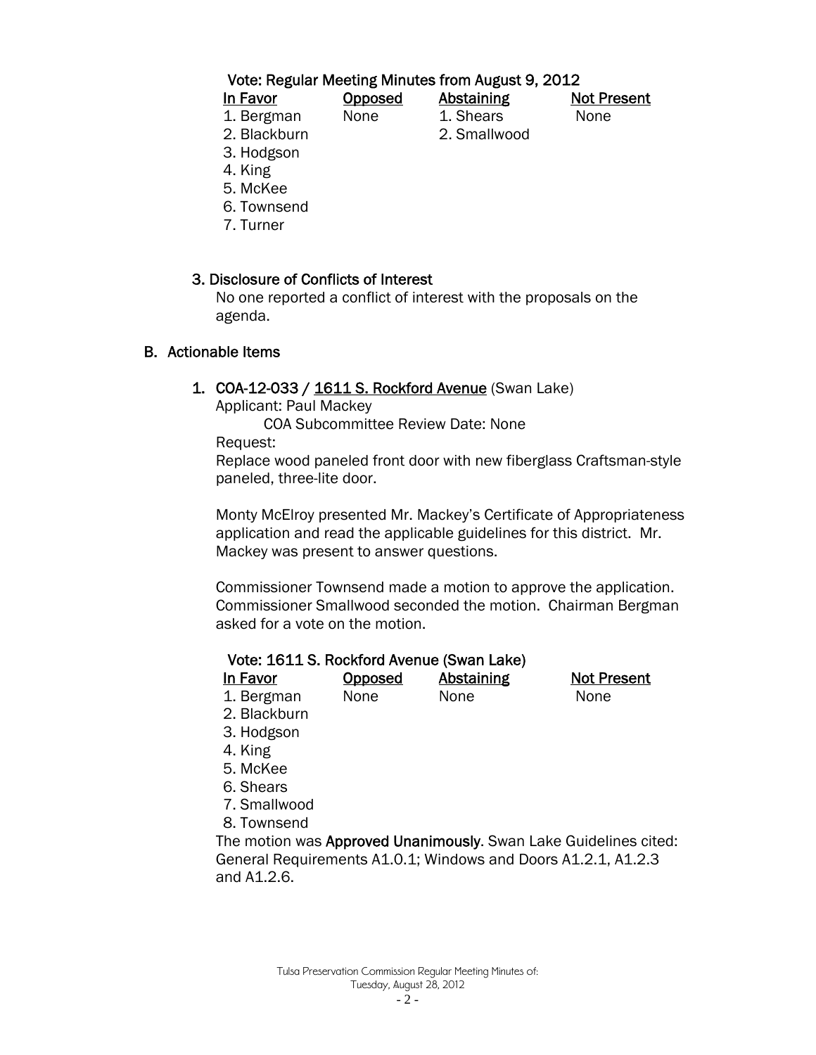Vote: Regular Meeting Minutes from August 9, 2012

| In Favor | Opposed | Abstaining | Not Present |
| --- | --- | --- | --- |
| 1. Bergman | None | 1. Shears | None |
| 2. Blackburn | | 2. Smallwood | |
| 3. Hodgson | | | |
| 4. King | | | |
| 5. McKee | | | |
| 6. Townsend | | | |
| 7. Turner | | | |

### 3. Disclosure of Conflicts of Interest

No one reported a conflict of interest with the proposals on the agenda.

## B. Actionable Items

### 1. COA-12-033 / 1611 S. Rockford Avenue (Swan Lake)

Applicant: Paul Mackey

COA Subcommittee Review Date: None

Request:

Replace wood paneled front door with new fiberglass Craftsman-style paneled, three-lite door.

Monty McElroy presented Mr. Mackey's Certificate of Appropriateness application and read the applicable guidelines for this district. Mr. Mackey was present to answer questions.

Commissioner Townsend made a motion to approve the application. Commissioner Smallwood seconded the motion. Chairman Bergman asked for a vote on the motion.

Vote: 1611 S. Rockford Avenue (Swan Lake)

| In Favor | Opposed | Abstaining | Not Present |
| --- | --- | --- | --- |
| 1. Bergman | None | None | None |
| 2. Blackburn | | | |
| 3. Hodgson | | | |
| 4. King | | | |
| 5. McKee | | | |
| 6. Shears | | | |
| 7. Smallwood | | | |
| 8. Townsend | | | |

The motion was **Approved Unanimously**. Swan Lake Guidelines cited: General Requirements A1.0.1; Windows and Doors A1.2.1, A1.2.3 and A1.2.6.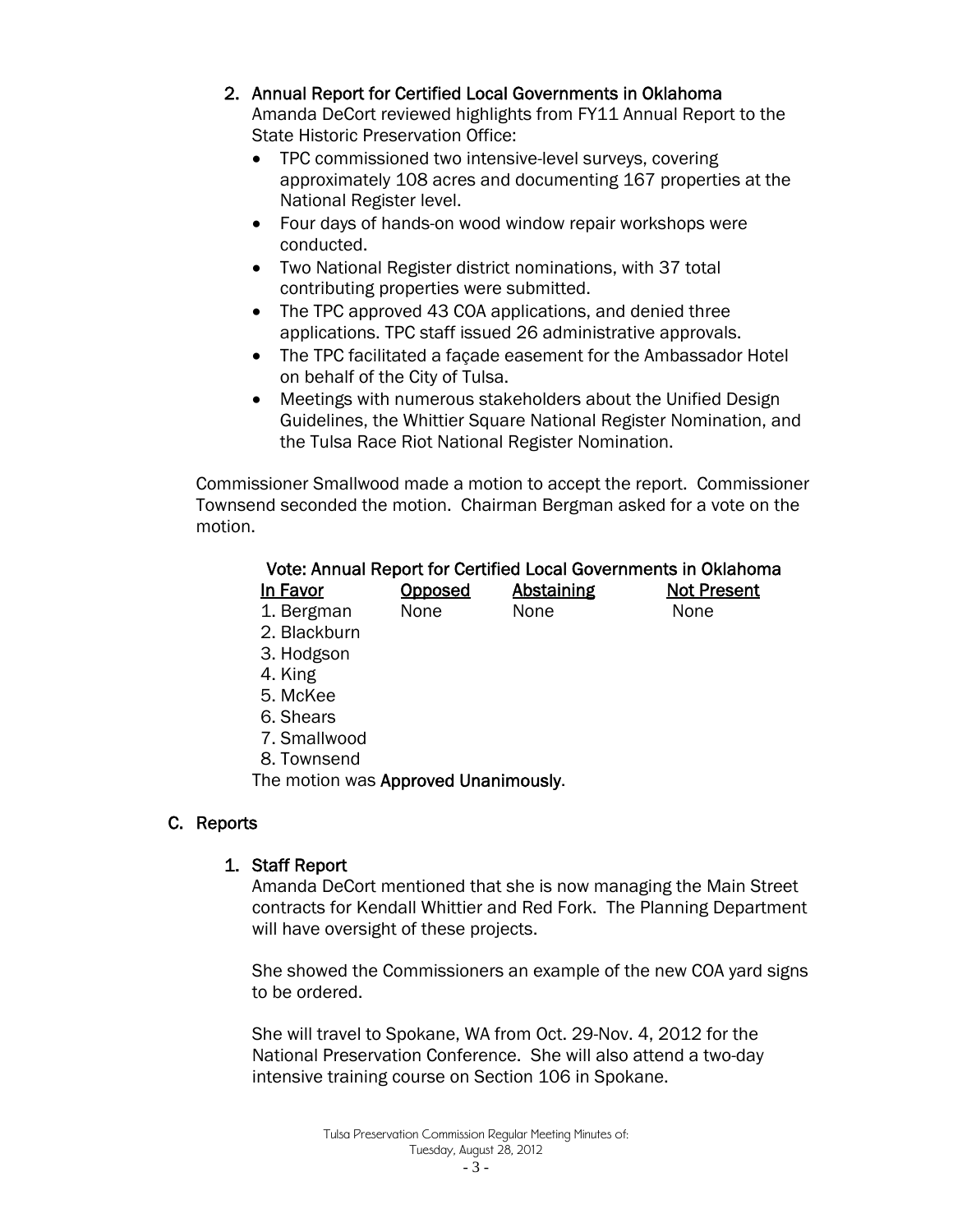### 2. Annual Report for Certified Local Governments in Oklahoma

Amanda DeCort reviewed highlights from FY11 Annual Report to the State Historic Preservation Office:

- TPC commissioned two intensive-level surveys, covering approximately 108 acres and documenting 167 properties at the National Register level.
- Four days of hands-on wood window repair workshops were conducted.
- Two National Register district nominations, with 37 total contributing properties were submitted.
- The TPC approved 43 COA applications, and denied three applications. TPC staff issued 26 administrative approvals.
- The TPC facilitated a façade easement for the Ambassador Hotel on behalf of the City of Tulsa.
- Meetings with numerous stakeholders about the Unified Design Guidelines, the Whittier Square National Register Nomination, and the Tulsa Race Riot National Register Nomination.

Commissioner Smallwood made a motion to accept the report. Commissioner Townsend seconded the motion. Chairman Bergman asked for a vote on the motion.

**Vote: Annual Report for Certified Local Governments in Oklahoma**

| In Favor | Opposed | Abstaining | Not Present |
|---|---|---|---|
| 1. Bergman | None | None | None |
| 2. Blackburn | | | |
| 3. Hodgson | | | |
| 4. King | | | |
| 5. McKee | | | |
| 6. Shears | | | |
| 7. Smallwood | | | |
| 8. Townsend | | | |

The motion was **Approved Unanimously**.

## C. Reports

### 1. Staff Report

Amanda DeCort mentioned that she is now managing the Main Street contracts for Kendall Whittier and Red Fork. The Planning Department will have oversight of these projects.

She showed the Commissioners an example of the new COA yard signs to be ordered.

She will travel to Spokane, WA from Oct. 29-Nov. 4, 2012 for the National Preservation Conference. She will also attend a two-day intensive training course on Section 106 in Spokane.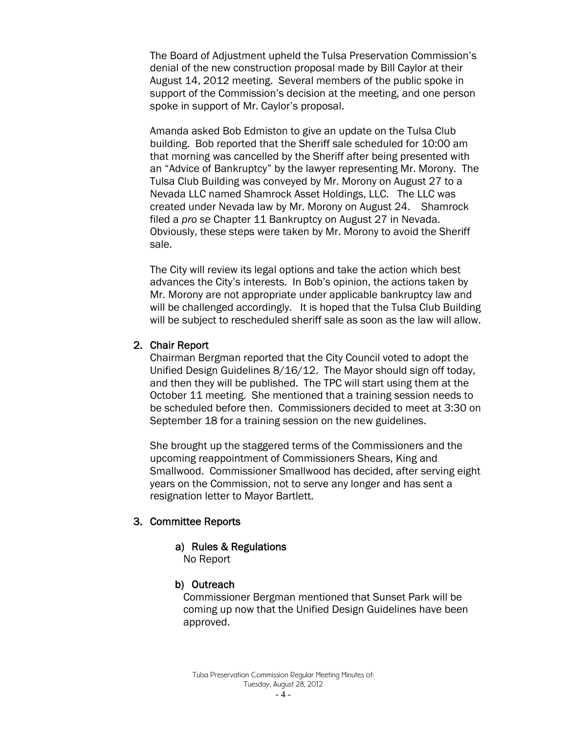The Board of Adjustment upheld the Tulsa Preservation Commission's denial of the new construction proposal made by Bill Caylor at their August 14, 2012 meeting. Several members of the public spoke in support of the Commission's decision at the meeting, and one person spoke in support of Mr. Caylor's proposal.

Amanda asked Bob Edmiston to give an update on the Tulsa Club building. Bob reported that the Sheriff sale scheduled for 10:00 am that morning was cancelled by the Sheriff after being presented with an "Advice of Bankruptcy" by the lawyer representing Mr. Morony. The Tulsa Club Building was conveyed by Mr. Morony on August 27 to a Nevada LLC named Shamrock Asset Holdings, LLC. The LLC was created under Nevada law by Mr. Morony on August 24. Shamrock filed a *pro se* Chapter 11 Bankruptcy on August 27 in Nevada. Obviously, these steps were taken by Mr. Morony to avoid the Sheriff sale.

The City will review its legal options and take the action which best advances the City's interests. In Bob's opinion, the actions taken by Mr. Morony are not appropriate under applicable bankruptcy law and will be challenged accordingly. It is hoped that the Tulsa Club Building will be subject to rescheduled sheriff sale as soon as the law will allow.

2. **Chair Report**

Chairman Bergman reported that the City Council voted to adopt the Unified Design Guidelines 8/16/12. The Mayor should sign off today, and then they will be published. The TPC will start using them at the October 11 meeting. She mentioned that a training session needs to be scheduled before then. Commissioners decided to meet at 3:30 on September 18 for a training session on the new guidelines.

She brought up the staggered terms of the Commissioners and the upcoming reappointment of Commissioners Shears, King and Smallwood. Commissioner Smallwood has decided, after serving eight years on the Commission, not to serve any longer and has sent a resignation letter to Mayor Bartlett.

3. **Committee Reports**

   a) **Rules & Regulations**
   No Report

   b) **Outreach**
   Commissioner Bergman mentioned that Sunset Park will be coming up now that the Unified Design Guidelines have been approved.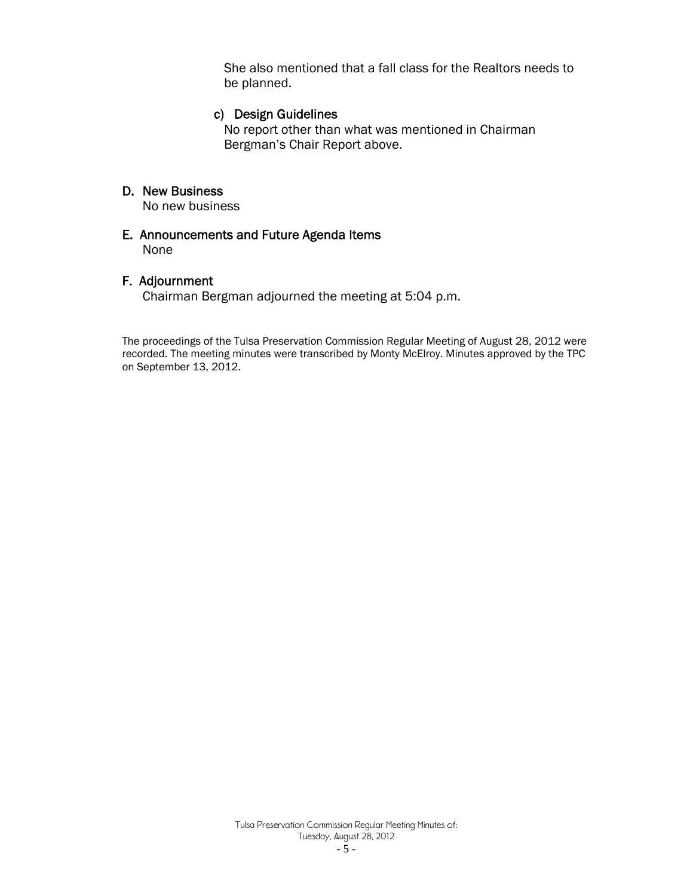She also mentioned that a fall class for the Realtors needs to be planned.

c) Design Guidelines

No report other than what was mentioned in Chairman Bergman's Chair Report above.

## D. New Business

No new business

## E. Announcements and Future Agenda Items

None

## F. Adjournment

Chairman Bergman adjourned the meeting at 5:04 p.m.

The proceedings of the Tulsa Preservation Commission Regular Meeting of August 28, 2012 were recorded. The meeting minutes were transcribed by Monty McElroy. Minutes approved by the TPC on September 13, 2012.